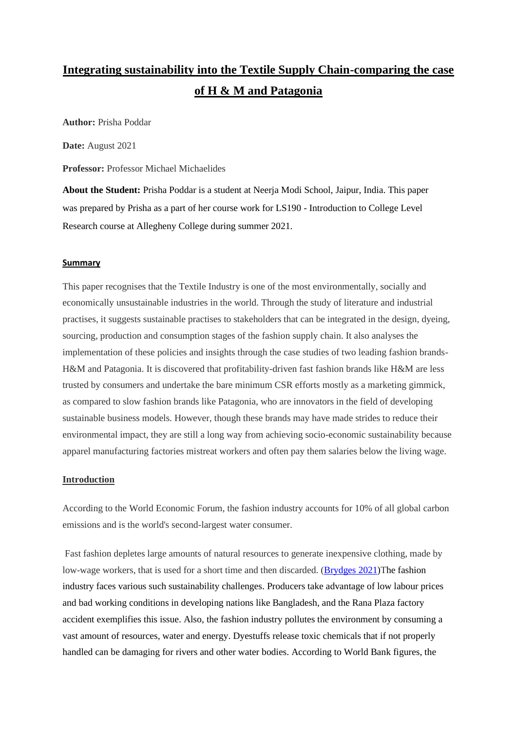# Integrating sustainability into the Textile Supply Chain-comparing the case of H & M and Patagonia

**Author:** Prisha Poddar

**Date:** August 2021

**Professor:** Professor Michael Michaelides

**About the Student:** Prisha Poddar is a student at Neerja Modi School, Jaipur, India. This paper was prepared by Prisha as a part of her course work for LS190 - Introduction to College Level Research course at Allegheny College during summer 2021.

## Summary

This paper recognises that the Textile Industry is one of the most environmentally, socially and economically unsustainable industries in the world. Through the study of literature and industrial practises, it suggests sustainable practises to stakeholders that can be integrated in the design, dyeing, sourcing, production and consumption stages of the fashion supply chain. It also analyses the implementation of these policies and insights through the case studies of two leading fashion brands- H&M and Patagonia. It is discovered that profitability-driven fast fashion brands like H&M are less trusted by consumers and undertake the bare minimum CSR efforts mostly as a marketing gimmick, as compared to slow fashion brands like Patagonia, who are innovators in the field of developing sustainable business models. However, though these brands may have made strides to reduce their environmental impact, they are still a long way from achieving socio-economic sustainability because apparel manufacturing factories mistreat workers and often pay them salaries below the living wage.

## Introduction

According to the World Economic Forum, the fashion industry accounts for 10% of all global carbon emissions and is the world's second-largest water consumer.

Fast fashion depletes large amounts of natural resources to generate inexpensive clothing, made by low-wage workers, that is used for a short time and then discarded. (Brydges 2021)The fashion industry faces various such sustainability challenges. Producers take advantage of low labour prices and bad working conditions in developing nations like Bangladesh, and the Rana Plaza factory accident exemplifies this issue. Also, the fashion industry pollutes the environment by consuming a vast amount of resources, water and energy. Dyestuffs release toxic chemicals that if not properly handled can be damaging for rivers and other water bodies. According to World Bank figures, the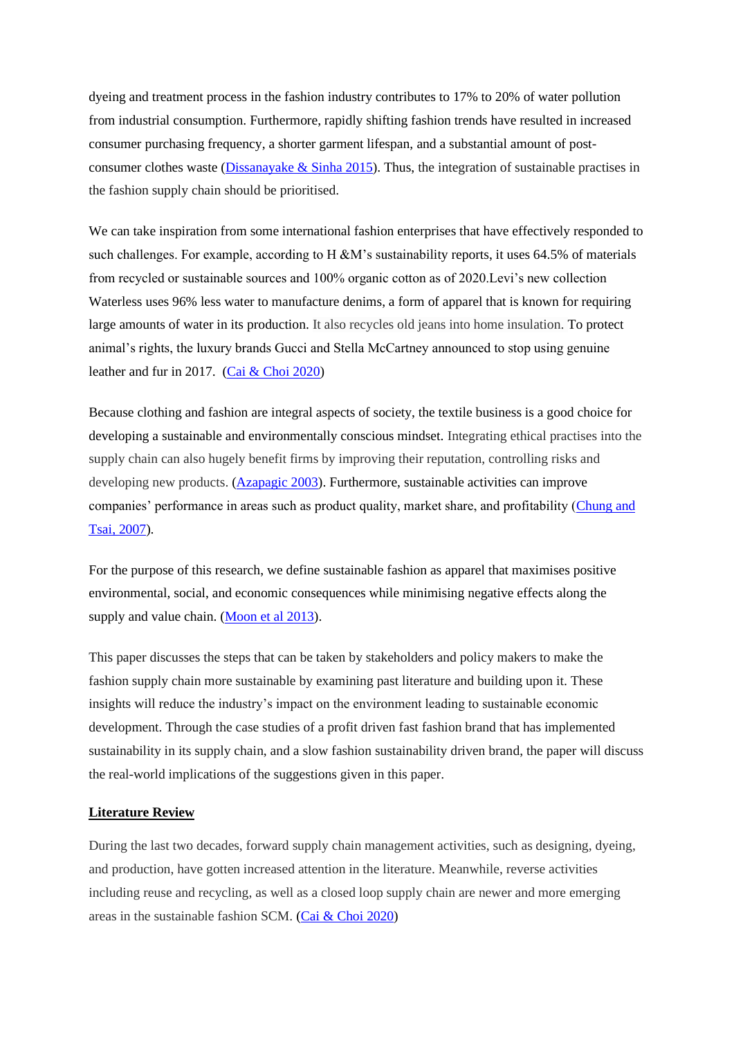dyeing and treatment process in the fashion industry contributes to 17% to 20% of water pollution from industrial consumption. Furthermore, rapidly shifting fashion trends have resulted in increased consumer purchasing frequency, a shorter garment lifespan, and a substantial amount of post-consumer clothes waste (Dissanayake & Sinha 2015). Thus, the integration of sustainable practises in the fashion supply chain should be prioritised.

We can take inspiration from some international fashion enterprises that have effectively responded to such challenges. For example, according to H &M's sustainability reports, it uses 64.5% of materials from recycled or sustainable sources and 100% organic cotton as of 2020.Levi's new collection Waterless uses 96% less water to manufacture denims, a form of apparel that is known for requiring large amounts of water in its production. It also recycles old jeans into home insulation. To protect animal's rights, the luxury brands Gucci and Stella McCartney announced to stop using genuine leather and fur in 2017. (Cai & Choi 2020)

Because clothing and fashion are integral aspects of society, the textile business is a good choice for developing a sustainable and environmentally conscious mindset. Integrating ethical practises into the supply chain can also hugely benefit firms by improving their reputation, controlling risks and developing new products. (Azapagic 2003). Furthermore, sustainable activities can improve companies' performance in areas such as product quality, market share, and profitability (Chung and Tsai, 2007).

For the purpose of this research, we define sustainable fashion as apparel that maximises positive environmental, social, and economic consequences while minimising negative effects along the supply and value chain. (Moon et al 2013).

This paper discusses the steps that can be taken by stakeholders and policy makers to make the fashion supply chain more sustainable by examining past literature and building upon it. These insights will reduce the industry's impact on the environment leading to sustainable economic development. Through the case studies of a profit driven fast fashion brand that has implemented sustainability in its supply chain, and a slow fashion sustainability driven brand, the paper will discuss the real-world implications of the suggestions given in this paper.

## Literature Review

During the last two decades, forward supply chain management activities, such as designing, dyeing, and production, have gotten increased attention in the literature. Meanwhile, reverse activities including reuse and recycling, as well as a closed loop supply chain are newer and more emerging areas in the sustainable fashion SCM. (Cai & Choi 2020)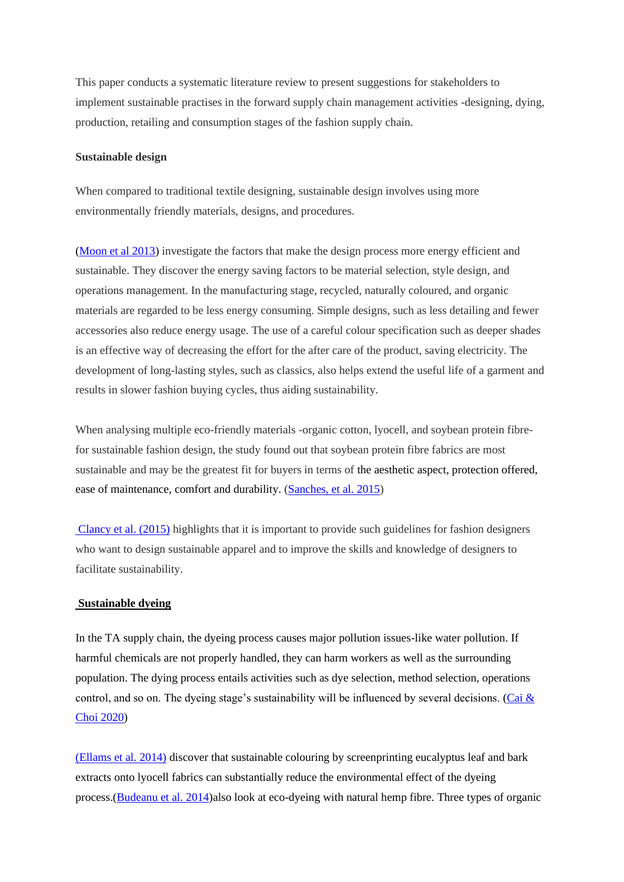This paper conducts a systematic literature review to present suggestions for stakeholders to implement sustainable practises in the forward supply chain management activities -designing, dying, production, retailing and consumption stages of the fashion supply chain.

**Sustainable design**

When compared to traditional textile designing, sustainable design involves using more environmentally friendly materials, designs, and procedures.

(Moon et al 2013) investigate the factors that make the design process more energy efficient and sustainable. They discover the energy saving factors to be material selection, style design, and operations management. In the manufacturing stage, recycled, naturally coloured, and organic materials are regarded to be less energy consuming. Simple designs, such as less detailing and fewer accessories also reduce energy usage. The use of a careful colour specification such as deeper shades is an effective way of decreasing the effort for the after care of the product, saving electricity. The development of long-lasting styles, such as classics, also helps extend the useful life of a garment and results in slower fashion buying cycles, thus aiding sustainability.

When analysing multiple eco-friendly materials -organic cotton, lyocell, and soybean protein fibre- for sustainable fashion design, the study found out that soybean protein fibre fabrics are most sustainable and may be the greatest fit for buyers in terms of the aesthetic aspect, protection offered, ease of maintenance, comfort and durability. (Sanches, et al. 2015)

Clancy et al. (2015) highlights that it is important to provide such guidelines for fashion designers who want to design sustainable apparel and to improve the skills and knowledge of designers to facilitate sustainability.

**Sustainable dyeing**

In the TA supply chain, the dyeing process causes major pollution issues-like water pollution. If harmful chemicals are not properly handled, they can harm workers as well as the surrounding population. The dying process entails activities such as dye selection, method selection, operations control, and so on. The dyeing stage's sustainability will be influenced by several decisions. (Cai & Choi 2020)

(Ellams et al. 2014) discover that sustainable colouring by screenprinting eucalyptus leaf and bark extracts onto lyocell fabrics can substantially reduce the environmental effect of the dyeing process.(Budeanu et al. 2014)also look at eco-dyeing with natural hemp fibre. Three types of organic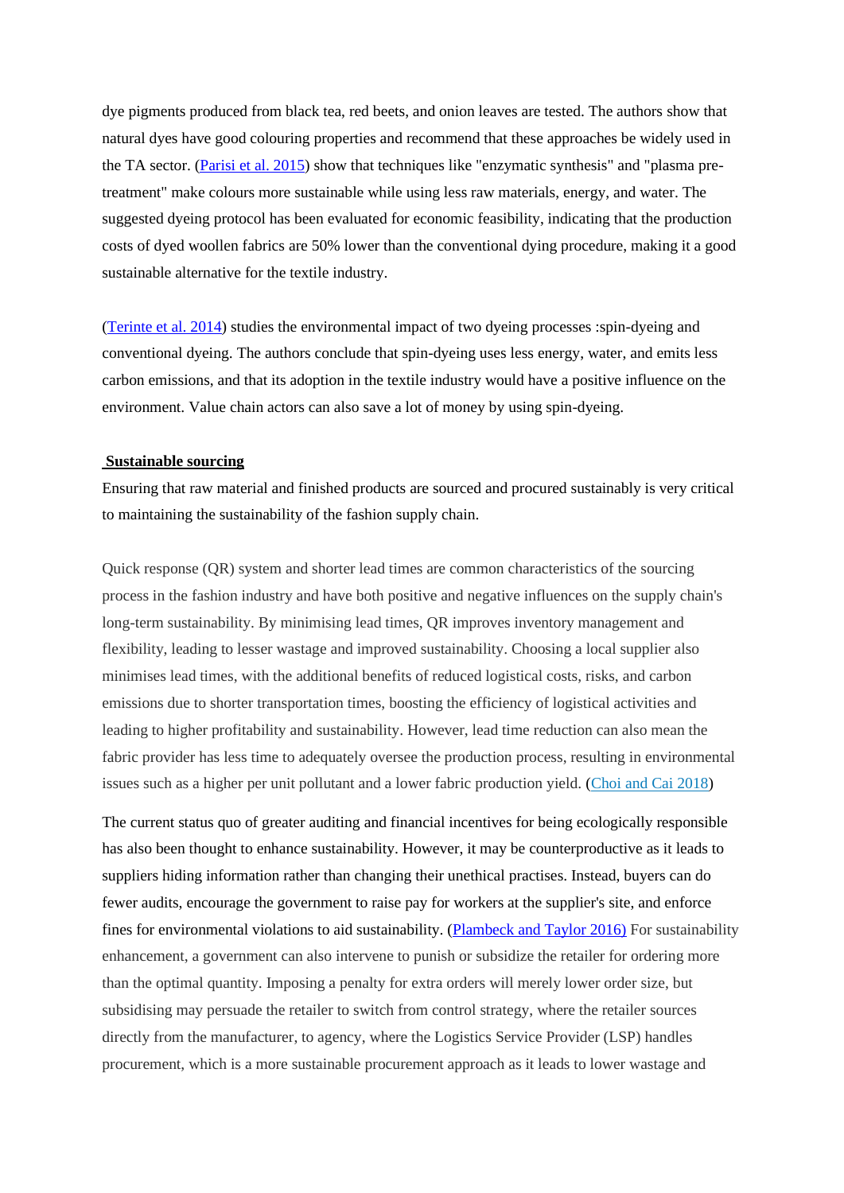dye pigments produced from black tea, red beets, and onion leaves are tested. The authors show that natural dyes have good colouring properties and recommend that these approaches be widely used in the TA sector. (Parisi et al. 2015) show that techniques like "enzymatic synthesis" and "plasma pre-treatment" make colours more sustainable while using less raw materials, energy, and water. The suggested dyeing protocol has been evaluated for economic feasibility, indicating that the production costs of dyed woollen fabrics are 50% lower than the conventional dying procedure, making it a good sustainable alternative for the textile industry.

(Terinte et al. 2014) studies the environmental impact of two dyeing processes :spin-dyeing and conventional dyeing. The authors conclude that spin-dyeing uses less energy, water, and emits less carbon emissions, and that its adoption in the textile industry would have a positive influence on the environment. Value chain actors can also save a lot of money by using spin-dyeing.

**Sustainable sourcing**

Ensuring that raw material and finished products are sourced and procured sustainably is very critical to maintaining the sustainability of the fashion supply chain.

Quick response (QR) system and shorter lead times are common characteristics of the sourcing process in the fashion industry and have both positive and negative influences on the supply chain's long-term sustainability. By minimising lead times, QR improves inventory management and flexibility, leading to lesser wastage and improved sustainability. Choosing a local supplier also minimises lead times, with the additional benefits of reduced logistical costs, risks, and carbon emissions due to shorter transportation times, boosting the efficiency of logistical activities and leading to higher profitability and sustainability. However, lead time reduction can also mean the fabric provider has less time to adequately oversee the production process, resulting in environmental issues such as a higher per unit pollutant and a lower fabric production yield. (Choi and Cai 2018)

The current status quo of greater auditing and financial incentives for being ecologically responsible has also been thought to enhance sustainability. However, it may be counterproductive as it leads to suppliers hiding information rather than changing their unethical practises. Instead, buyers can do fewer audits, encourage the government to raise pay for workers at the supplier's site, and enforce fines for environmental violations to aid sustainability. (Plambeck and Taylor 2016) For sustainability enhancement, a government can also intervene to punish or subsidize the retailer for ordering more than the optimal quantity. Imposing a penalty for extra orders will merely lower order size, but subsidising may persuade the retailer to switch from control strategy, where the retailer sources directly from the manufacturer, to agency, where the Logistics Service Provider (LSP) handles procurement, which is a more sustainable procurement approach as it leads to lower wastage and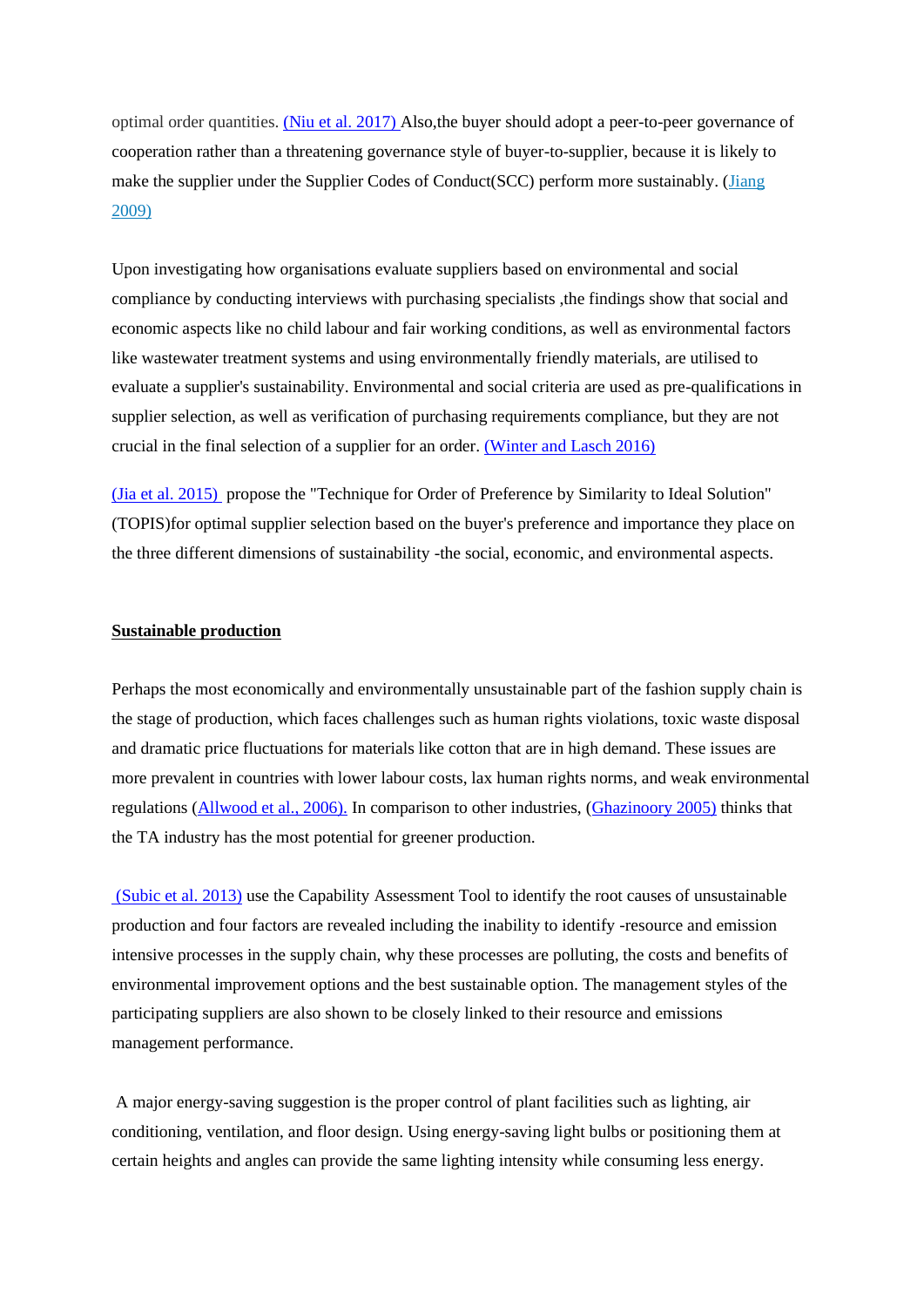optimal order quantities. (Niu et al. 2017) Also,the buyer should adopt a peer-to-peer governance of cooperation rather than a threatening governance style of buyer-to-supplier, because it is likely to make the supplier under the Supplier Codes of Conduct(SCC) perform more sustainably. (Jiang 2009)

Upon investigating how organisations evaluate suppliers based on environmental and social compliance by conducting interviews with purchasing specialists ,the findings show that social and economic aspects like no child labour and fair working conditions, as well as environmental factors like wastewater treatment systems and using environmentally friendly materials, are utilised to evaluate a supplier's sustainability. Environmental and social criteria are used as pre-qualifications in supplier selection, as well as verification of purchasing requirements compliance, but they are not crucial in the final selection of a supplier for an order. (Winter and Lasch 2016)

(Jia et al. 2015) propose the "Technique for Order of Preference by Similarity to Ideal Solution" (TOPIS)for optimal supplier selection based on the buyer's preference and importance they place on the three different dimensions of sustainability -the social, economic, and environmental aspects.

**Sustainable production**

Perhaps the most economically and environmentally unsustainable part of the fashion supply chain is the stage of production, which faces challenges such as human rights violations, toxic waste disposal and dramatic price fluctuations for materials like cotton that are in high demand. These issues are more prevalent in countries with lower labour costs, lax human rights norms, and weak environmental regulations (Allwood et al., 2006). In comparison to other industries, (Ghazinoory 2005) thinks that the TA industry has the most potential for greener production.

(Subic et al. 2013) use the Capability Assessment Tool to identify the root causes of unsustainable production and four factors are revealed including the inability to identify -resource and emission intensive processes in the supply chain, why these processes are polluting, the costs and benefits of environmental improvement options and the best sustainable option. The management styles of the participating suppliers are also shown to be closely linked to their resource and emissions management performance.

A major energy-saving suggestion is the proper control of plant facilities such as lighting, air conditioning, ventilation, and floor design. Using energy-saving light bulbs or positioning them at certain heights and angles can provide the same lighting intensity while consuming less energy.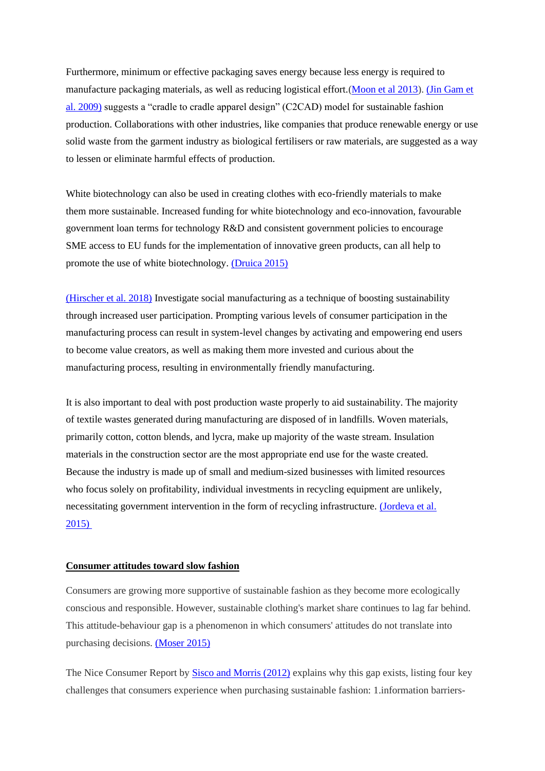Furthermore, minimum or effective packaging saves energy because less energy is required to manufacture packaging materials, as well as reducing logistical effort.(Moon et al 2013). (Jin Gam et al. 2009) suggests a "cradle to cradle apparel design" (C2CAD) model for sustainable fashion production. Collaborations with other industries, like companies that produce renewable energy or use solid waste from the garment industry as biological fertilisers or raw materials, are suggested as a way to lessen or eliminate harmful effects of production.

White biotechnology can also be used in creating clothes with eco-friendly materials to make them more sustainable. Increased funding for white biotechnology and eco-innovation, favourable government loan terms for technology R&D and consistent government policies to encourage SME access to EU funds for the implementation of innovative green products, can all help to promote the use of white biotechnology. (Druica 2015)

(Hirscher et al. 2018) Investigate social manufacturing as a technique of boosting sustainability through increased user participation. Prompting various levels of consumer participation in the manufacturing process can result in system-level changes by activating and empowering end users to become value creators, as well as making them more invested and curious about the manufacturing process, resulting in environmentally friendly manufacturing.

It is also important to deal with post production waste properly to aid sustainability. The majority of textile wastes generated during manufacturing are disposed of in landfills. Woven materials, primarily cotton, cotton blends, and lycra, make up majority of the waste stream. Insulation materials in the construction sector are the most appropriate end use for the waste created. Because the industry is made up of small and medium-sized businesses with limited resources who focus solely on profitability, individual investments in recycling equipment are unlikely, necessitating government intervention in the form of recycling infrastructure. (Jordeva et al. 2015)

**Consumer attitudes toward slow fashion**

Consumers are growing more supportive of sustainable fashion as they become more ecologically conscious and responsible. However, sustainable clothing's market share continues to lag far behind. This attitude-behaviour gap is a phenomenon in which consumers' attitudes do not translate into purchasing decisions. (Moser 2015)

The Nice Consumer Report by Sisco and Morris (2012) explains why this gap exists, listing four key challenges that consumers experience when purchasing sustainable fashion: 1.information barriers-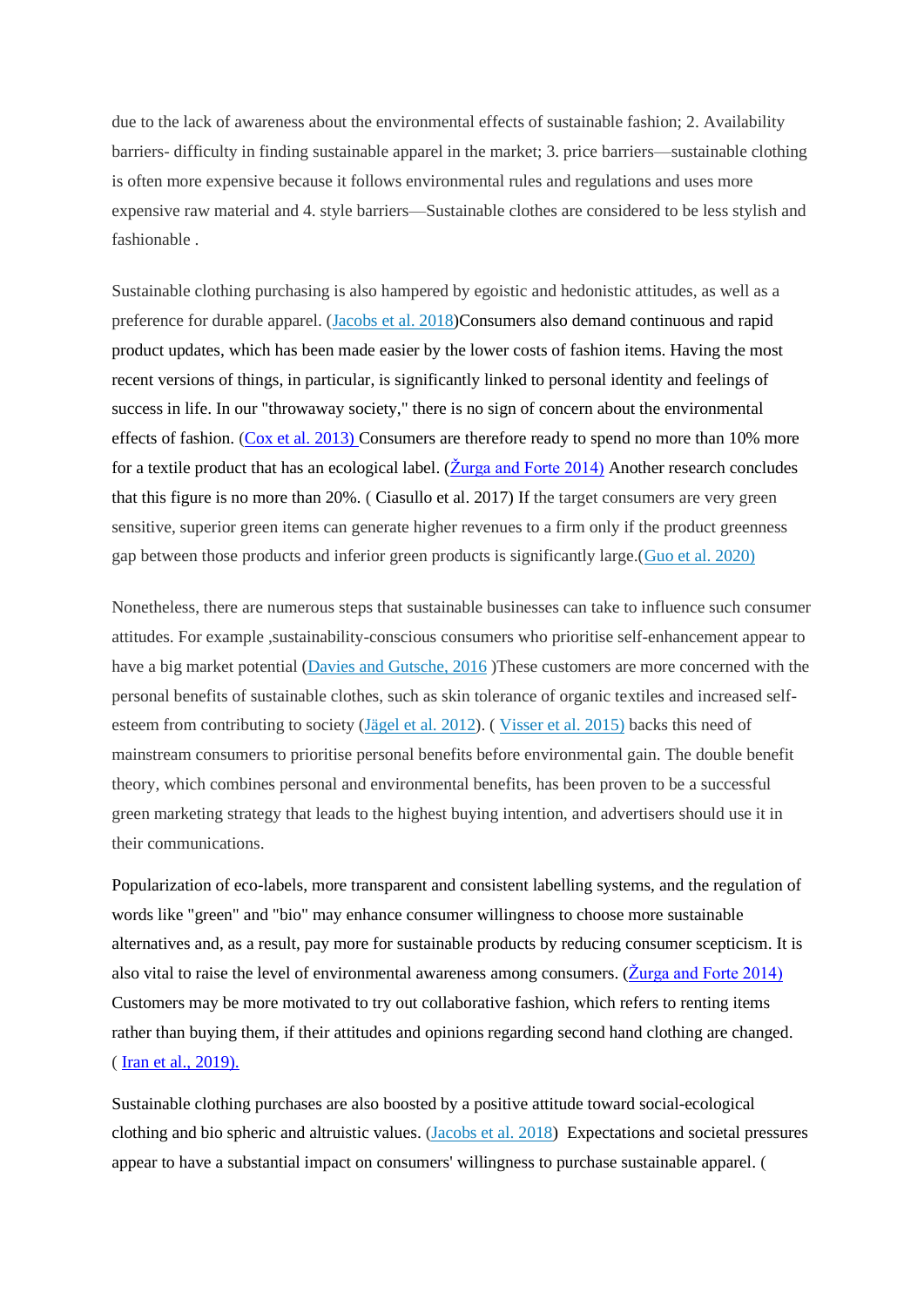due to the lack of awareness about the environmental effects of sustainable fashion; 2. Availability barriers- difficulty in finding sustainable apparel in the market; 3. price barriers—sustainable clothing is often more expensive because it follows environmental rules and regulations and uses more expensive raw material and 4. style barriers—Sustainable clothes are considered to be less stylish and fashionable .

Sustainable clothing purchasing is also hampered by egoistic and hedonistic attitudes, as well as a preference for durable apparel. (Jacobs et al. 2018)Consumers also demand continuous and rapid product updates, which has been made easier by the lower costs of fashion items. Having the most recent versions of things, in particular, is significantly linked to personal identity and feelings of success in life. In our "throwaway society," there is no sign of concern about the environmental effects of fashion. (Cox et al. 2013) Consumers are therefore ready to spend no more than 10% more for a textile product that has an ecological label. (Žurga and Forte 2014) Another research concludes that this figure is no more than 20%. ( Ciasullo et al. 2017) If the target consumers are very green sensitive, superior green items can generate higher revenues to a firm only if the product greenness gap between those products and inferior green products is significantly large.(Guo et al. 2020)

Nonetheless, there are numerous steps that sustainable businesses can take to influence such consumer attitudes. For example ,sustainability-conscious consumers who prioritise self-enhancement appear to have a big market potential (Davies and Gutsche, 2016 )These customers are more concerned with the personal benefits of sustainable clothes, such as skin tolerance of organic textiles and increased self-esteem from contributing to society (Jägel et al. 2012). ( Visser et al. 2015) backs this need of mainstream consumers to prioritise personal benefits before environmental gain. The double benefit theory, which combines personal and environmental benefits, has been proven to be a successful green marketing strategy that leads to the highest buying intention, and advertisers should use it in their communications.

Popularization of eco-labels, more transparent and consistent labelling systems, and the regulation of words like "green" and "bio" may enhance consumer willingness to choose more sustainable alternatives and, as a result, pay more for sustainable products by reducing consumer scepticism. It is also vital to raise the level of environmental awareness among consumers. (Žurga and Forte 2014) Customers may be more motivated to try out collaborative fashion, which refers to renting items rather than buying them, if their attitudes and opinions regarding second hand clothing are changed. ( Iran et al., 2019).

Sustainable clothing purchases are also boosted by a positive attitude toward social-ecological clothing and bio spheric and altruistic values. (Jacobs et al. 2018) Expectations and societal pressures appear to have a substantial impact on consumers' willingness to purchase sustainable apparel. (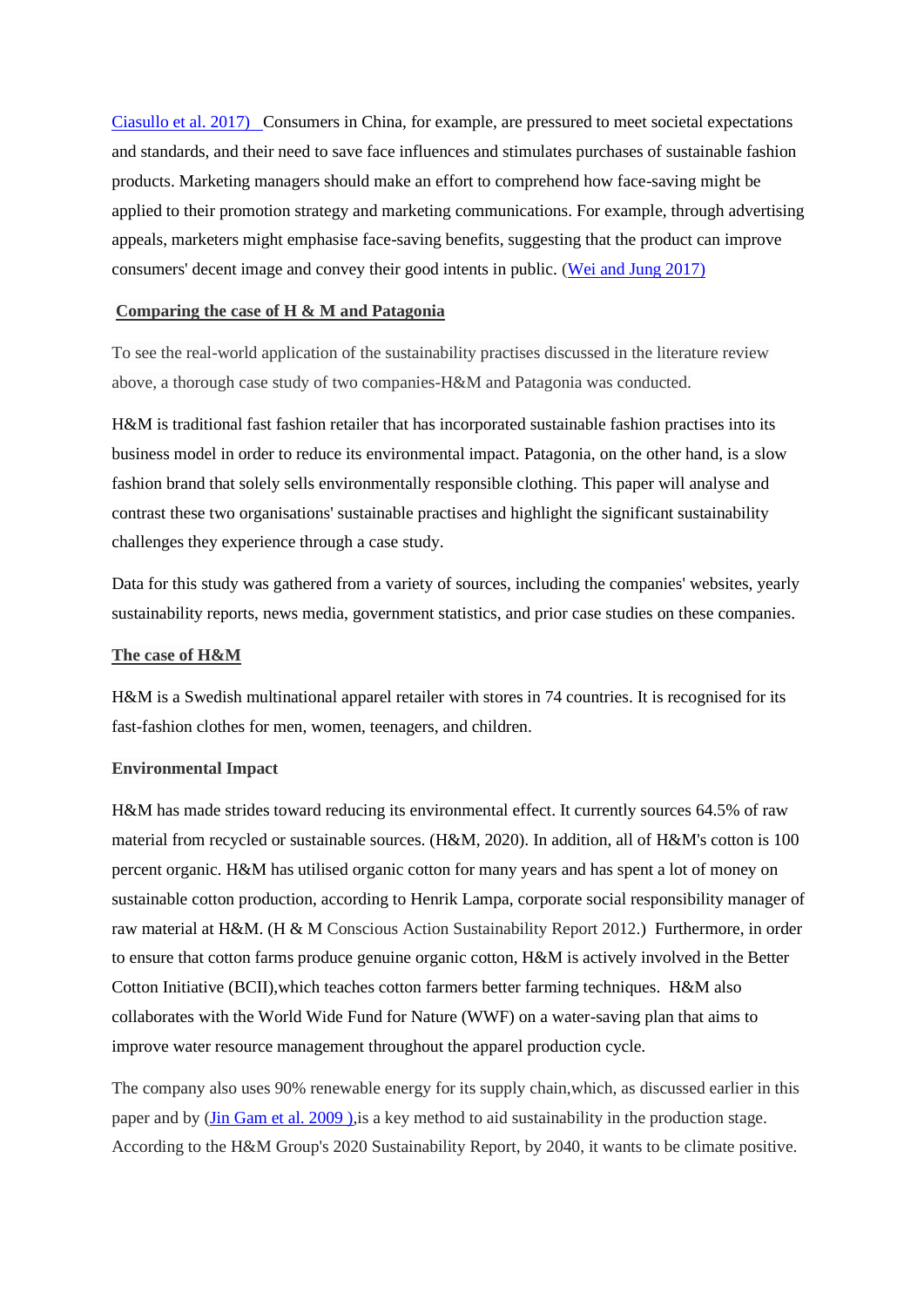Ciasullo et al. 2017) Consumers in China, for example, are pressured to meet societal expectations and standards, and their need to save face influences and stimulates purchases of sustainable fashion products. Marketing managers should make an effort to comprehend how face-saving might be applied to their promotion strategy and marketing communications. For example, through advertising appeals, marketers might emphasise face-saving benefits, suggesting that the product can improve consumers' decent image and convey their good intents in public. (Wei and Jung 2017)

## Comparing the case of H & M and Patagonia

To see the real-world application of the sustainability practises discussed in the literature review above, a thorough case study of two companies-H&M and Patagonia was conducted.

H&M is traditional fast fashion retailer that has incorporated sustainable fashion practises into its business model in order to reduce its environmental impact. Patagonia, on the other hand, is a slow fashion brand that solely sells environmentally responsible clothing. This paper will analyse and contrast these two organisations' sustainable practises and highlight the significant sustainability challenges they experience through a case study.

Data for this study was gathered from a variety of sources, including the companies' websites, yearly sustainability reports, news media, government statistics, and prior case studies on these companies.

## The case of H&M

H&M is a Swedish multinational apparel retailer with stores in 74 countries. It is recognised for its fast-fashion clothes for men, women, teenagers, and children.

### Environmental Impact

H&M has made strides toward reducing its environmental effect. It currently sources 64.5% of raw material from recycled or sustainable sources. (H&M, 2020). In addition, all of H&M's cotton is 100 percent organic. H&M has utilised organic cotton for many years and has spent a lot of money on sustainable cotton production, according to Henrik Lampa, corporate social responsibility manager of raw material at H&M. (H & M Conscious Action Sustainability Report 2012.) Furthermore, in order to ensure that cotton farms produce genuine organic cotton, H&M is actively involved in the Better Cotton Initiative (BCII),which teaches cotton farmers better farming techniques. H&M also collaborates with the World Wide Fund for Nature (WWF) on a water-saving plan that aims to improve water resource management throughout the apparel production cycle.

The company also uses 90% renewable energy for its supply chain,which, as discussed earlier in this paper and by (Jin Gam et al. 2009 ),is a key method to aid sustainability in the production stage. According to the H&M Group's 2020 Sustainability Report, by 2040, it wants to be climate positive.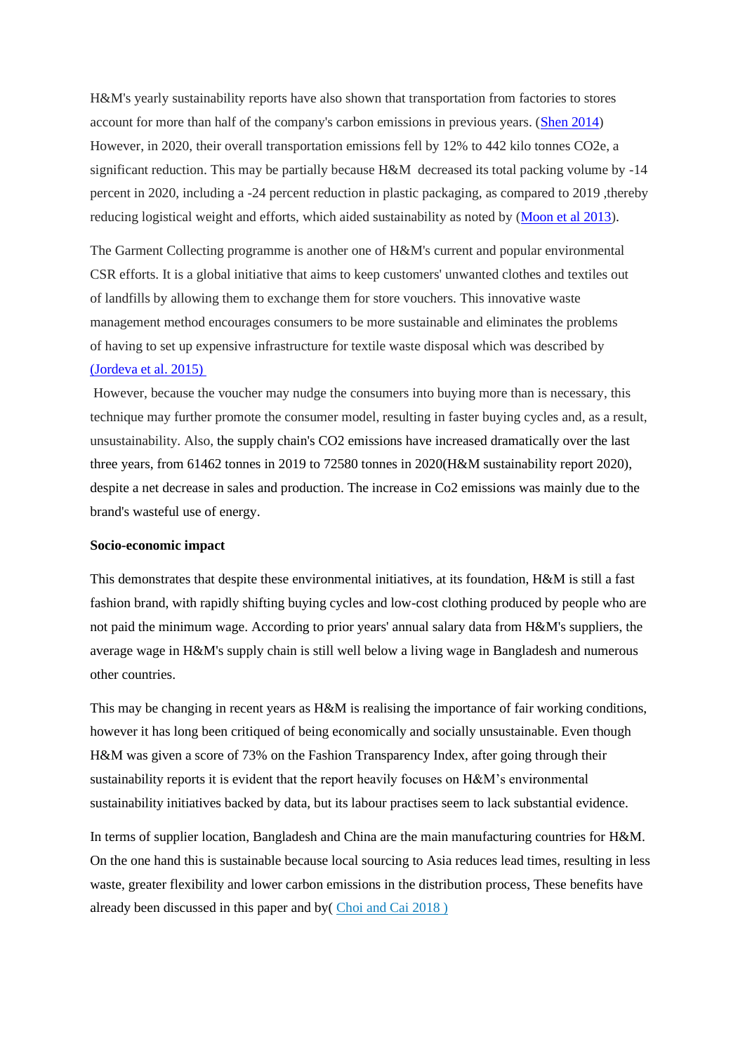H&M's yearly sustainability reports have also shown that transportation from factories to stores account for more than half of the company's carbon emissions in previous years. (Shen 2014) However, in 2020, their overall transportation emissions fell by 12% to 442 kilo tonnes CO2e, a significant reduction. This may be partially because H&M decreased its total packing volume by -14 percent in 2020, including a -24 percent reduction in plastic packaging, as compared to 2019 ,thereby reducing logistical weight and efforts, which aided sustainability as noted by (Moon et al 2013).

The Garment Collecting programme is another one of H&M's current and popular environmental CSR efforts. It is a global initiative that aims to keep customers' unwanted clothes and textiles out of landfills by allowing them to exchange them for store vouchers. This innovative waste management method encourages consumers to be more sustainable and eliminates the problems of having to set up expensive infrastructure for textile waste disposal which was described by (Jordeva et al. 2015)

However, because the voucher may nudge the consumers into buying more than is necessary, this technique may further promote the consumer model, resulting in faster buying cycles and, as a result, unsustainability. Also, the supply chain's CO2 emissions have increased dramatically over the last three years, from 61462 tonnes in 2019 to 72580 tonnes in 2020(H&M sustainability report 2020), despite a net decrease in sales and production. The increase in Co2 emissions was mainly due to the brand's wasteful use of energy.

**Socio-economic impact**

This demonstrates that despite these environmental initiatives, at its foundation, H&M is still a fast fashion brand, with rapidly shifting buying cycles and low-cost clothing produced by people who are not paid the minimum wage. According to prior years' annual salary data from H&M's suppliers, the average wage in H&M's supply chain is still well below a living wage in Bangladesh and numerous other countries.

This may be changing in recent years as H&M is realising the importance of fair working conditions, however it has long been critiqued of being economically and socially unsustainable. Even though H&M was given a score of 73% on the Fashion Transparency Index, after going through their sustainability reports it is evident that the report heavily focuses on H&M's environmental sustainability initiatives backed by data, but its labour practises seem to lack substantial evidence.

In terms of supplier location, Bangladesh and China are the main manufacturing countries for H&M. On the one hand this is sustainable because local sourcing to Asia reduces lead times, resulting in less waste, greater flexibility and lower carbon emissions in the distribution process, These benefits have already been discussed in this paper and by( Choi and Cai 2018 )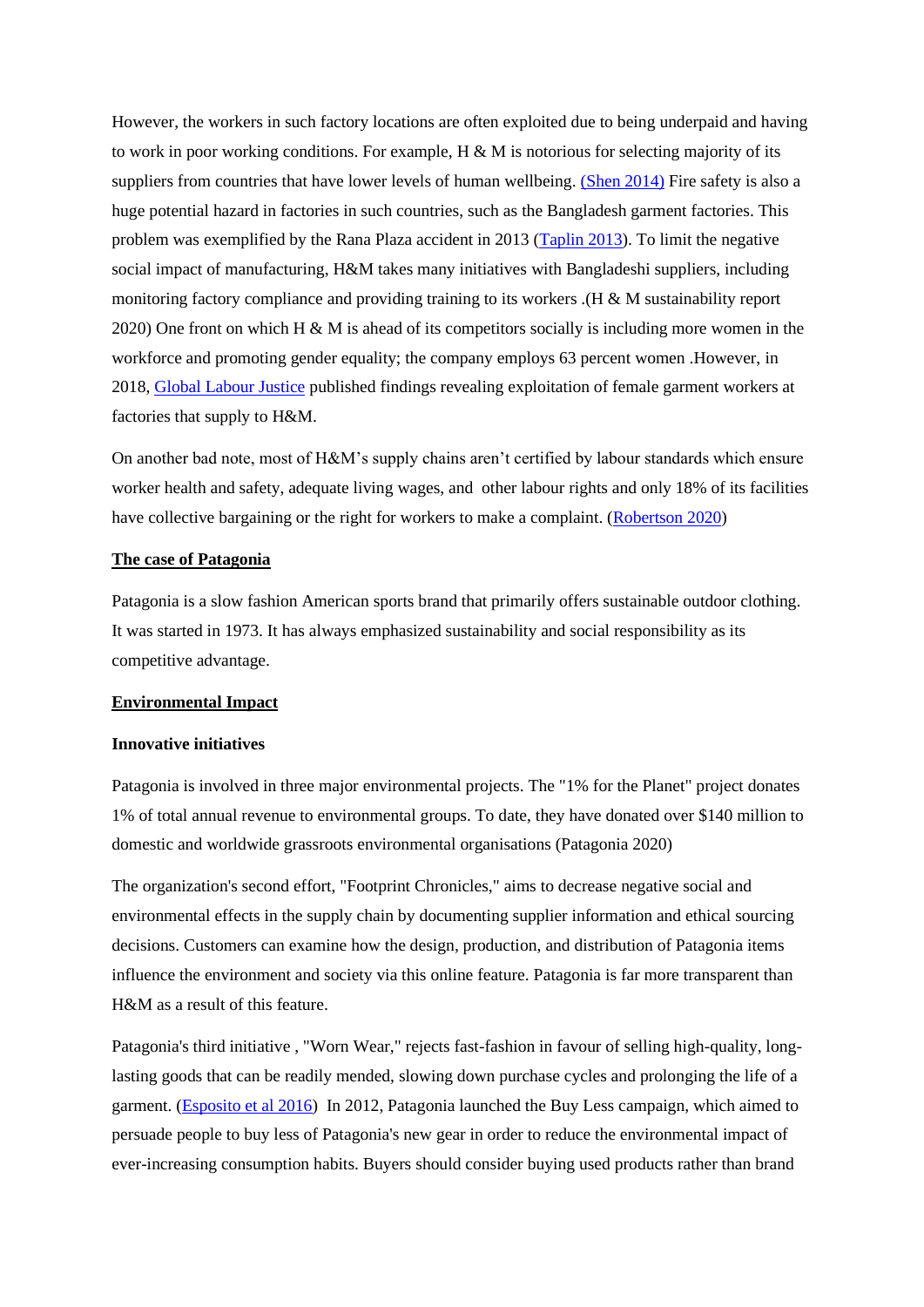However, the workers in such factory locations are often exploited due to being underpaid and having to work in poor working conditions. For example, H & M is notorious for selecting majority of its suppliers from countries that have lower levels of human wellbeing. (Shen 2014) Fire safety is also a huge potential hazard in factories in such countries, such as the Bangladesh garment factories. This problem was exemplified by the Rana Plaza accident in 2013 (Taplin 2013). To limit the negative social impact of manufacturing, H&M takes many initiatives with Bangladeshi suppliers, including monitoring factory compliance and providing training to its workers .(H & M sustainability report 2020) One front on which H & M is ahead of its competitors socially is including more women in the workforce and promoting gender equality; the company employs 63 percent women .However, in 2018, Global Labour Justice published findings revealing exploitation of female garment workers at factories that supply to H&M.

On another bad note, most of H&M's supply chains aren't certified by labour standards which ensure worker health and safety, adequate living wages, and other labour rights and only 18% of its facilities have collective bargaining or the right for workers to make a complaint. (Robertson 2020)

**The case of Patagonia**

Patagonia is a slow fashion American sports brand that primarily offers sustainable outdoor clothing. It was started in 1973. It has always emphasized sustainability and social responsibility as its competitive advantage.

**Environmental Impact**

**Innovative initiatives**

Patagonia is involved in three major environmental projects. The "1% for the Planet" project donates 1% of total annual revenue to environmental groups. To date, they have donated over $140 million to domestic and worldwide grassroots environmental organisations (Patagonia 2020)

The organization's second effort, "Footprint Chronicles," aims to decrease negative social and environmental effects in the supply chain by documenting supplier information and ethical sourcing decisions. Customers can examine how the design, production, and distribution of Patagonia items influence the environment and society via this online feature. Patagonia is far more transparent than H&M as a result of this feature.

Patagonia's third initiative , "Worn Wear," rejects fast-fashion in favour of selling high-quality, long-lasting goods that can be readily mended, slowing down purchase cycles and prolonging the life of a garment. (Esposito et al 2016) In 2012, Patagonia launched the Buy Less campaign, which aimed to persuade people to buy less of Patagonia's new gear in order to reduce the environmental impact of ever-increasing consumption habits. Buyers should consider buying used products rather than brand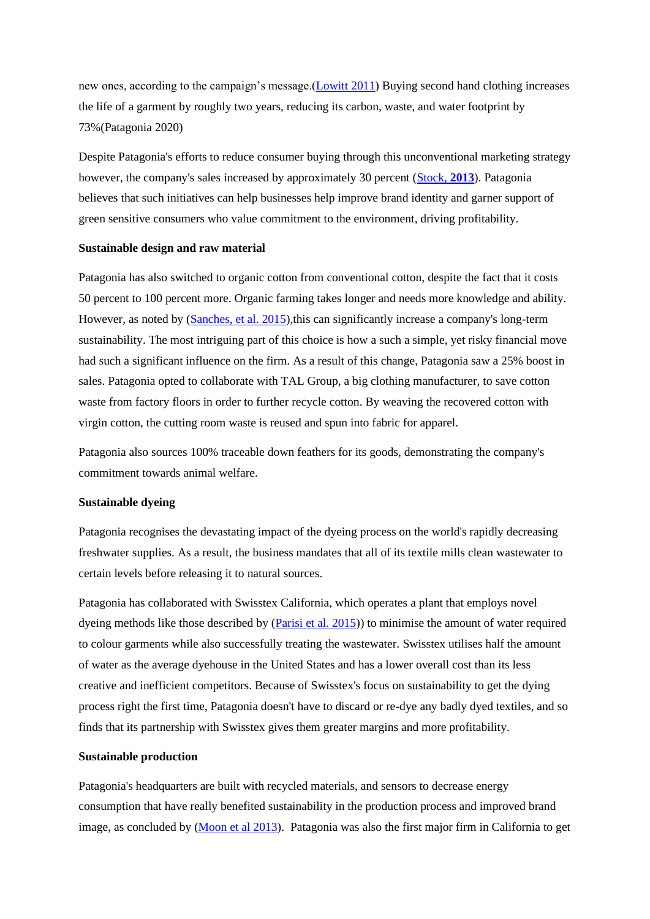new ones, according to the campaign's message.(Lowitt 2011) Buying second hand clothing increases the life of a garment by roughly two years, reducing its carbon, waste, and water footprint by 73%(Patagonia 2020)

Despite Patagonia's efforts to reduce consumer buying through this unconventional marketing strategy however, the company's sales increased by approximately 30 percent (Stock, **2013**). Patagonia believes that such initiatives can help businesses help improve brand identity and garner support of green sensitive consumers who value commitment to the environment, driving profitability.

**Sustainable design and raw material**

Patagonia has also switched to organic cotton from conventional cotton, despite the fact that it costs 50 percent to 100 percent more. Organic farming takes longer and needs more knowledge and ability. However, as noted by (Sanches, et al. 2015),this can significantly increase a company's long-term sustainability. The most intriguing part of this choice is how a such a simple, yet risky financial move had such a significant influence on the firm. As a result of this change, Patagonia saw a 25% boost in sales. Patagonia opted to collaborate with TAL Group, a big clothing manufacturer, to save cotton waste from factory floors in order to further recycle cotton. By weaving the recovered cotton with virgin cotton, the cutting room waste is reused and spun into fabric for apparel.

Patagonia also sources 100% traceable down feathers for its goods, demonstrating the company's commitment towards animal welfare.

**Sustainable dyeing**

Patagonia recognises the devastating impact of the dyeing process on the world's rapidly decreasing freshwater supplies. As a result, the business mandates that all of its textile mills clean wastewater to certain levels before releasing it to natural sources.

Patagonia has collaborated with Swisstex California, which operates a plant that employs novel dyeing methods like those described by (Parisi et al. 2015)) to minimise the amount of water required to colour garments while also successfully treating the wastewater. Swisstex utilises half the amount of water as the average dyehouse in the United States and has a lower overall cost than its less creative and inefficient competitors. Because of Swisstex's focus on sustainability to get the dying process right the first time, Patagonia doesn't have to discard or re-dye any badly dyed textiles, and so finds that its partnership with Swisstex gives them greater margins and more profitability.

**Sustainable production**

Patagonia's headquarters are built with recycled materials, and sensors to decrease energy consumption that have really benefited sustainability in the production process and improved brand image, as concluded by (Moon et al 2013). Patagonia was also the first major firm in California to get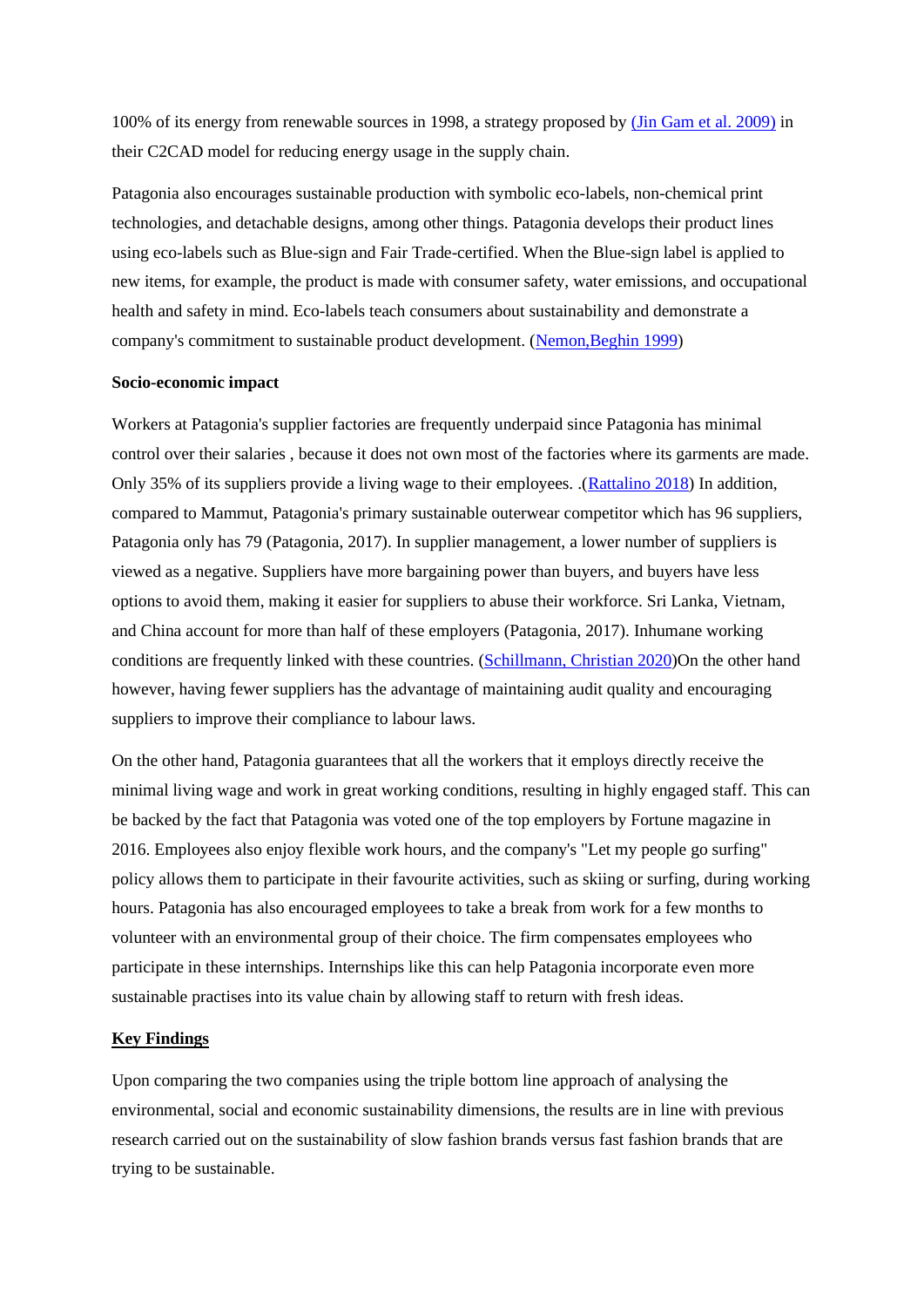100% of its energy from renewable sources in 1998, a strategy proposed by (Jin Gam et al. 2009) in their C2CAD model for reducing energy usage in the supply chain.

Patagonia also encourages sustainable production with symbolic eco-labels, non-chemical print technologies, and detachable designs, among other things. Patagonia develops their product lines using eco-labels such as Blue-sign and Fair Trade-certified. When the Blue-sign label is applied to new items, for example, the product is made with consumer safety, water emissions, and occupational health and safety in mind. Eco-labels teach consumers about sustainability and demonstrate a company's commitment to sustainable product development. (Nemon,Beghin 1999)

**Socio-economic impact**

Workers at Patagonia's supplier factories are frequently underpaid since Patagonia has minimal control over their salaries , because it does not own most of the factories where its garments are made. Only 35% of its suppliers provide a living wage to their employees. .(Rattalino 2018) In addition, compared to Mammut, Patagonia's primary sustainable outerwear competitor which has 96 suppliers, Patagonia only has 79 (Patagonia, 2017). In supplier management, a lower number of suppliers is viewed as a negative. Suppliers have more bargaining power than buyers, and buyers have less options to avoid them, making it easier for suppliers to abuse their workforce. Sri Lanka, Vietnam, and China account for more than half of these employers (Patagonia, 2017). Inhumane working conditions are frequently linked with these countries. (Schillmann, Christian 2020)On the other hand however, having fewer suppliers has the advantage of maintaining audit quality and encouraging suppliers to improve their compliance to labour laws.

On the other hand, Patagonia guarantees that all the workers that it employs directly receive the minimal living wage and work in great working conditions, resulting in highly engaged staff. This can be backed by the fact that Patagonia was voted one of the top employers by Fortune magazine in 2016. Employees also enjoy flexible work hours, and the company's "Let my people go surfing" policy allows them to participate in their favourite activities, such as skiing or surfing, during working hours. Patagonia has also encouraged employees to take a break from work for a few months to volunteer with an environmental group of their choice. The firm compensates employees who participate in these internships. Internships like this can help Patagonia incorporate even more sustainable practises into its value chain by allowing staff to return with fresh ideas.

**Key Findings**

Upon comparing the two companies using the triple bottom line approach of analysing the environmental, social and economic sustainability dimensions, the results are in line with previous research carried out on the sustainability of slow fashion brands versus fast fashion brands that are trying to be sustainable.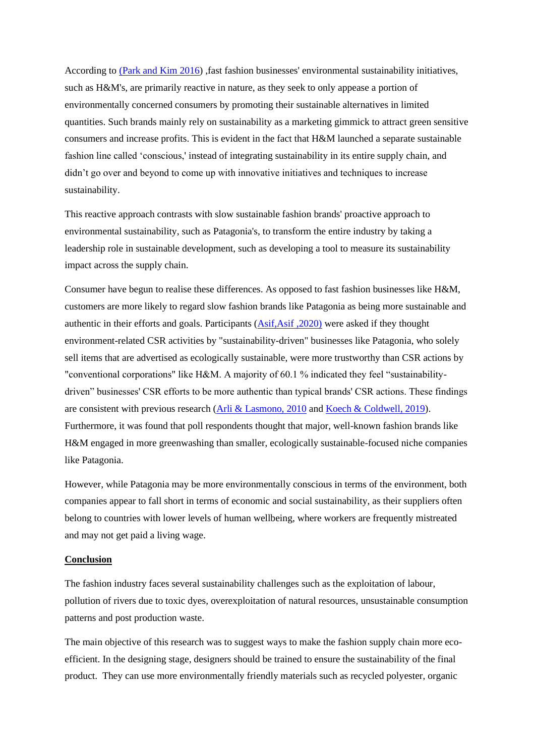According to (Park and Kim 2016) ,fast fashion businesses' environmental sustainability initiatives, such as H&M's, are primarily reactive in nature, as they seek to only appease a portion of environmentally concerned consumers by promoting their sustainable alternatives in limited quantities. Such brands mainly rely on sustainability as a marketing gimmick to attract green sensitive consumers and increase profits. This is evident in the fact that H&M launched a separate sustainable fashion line called 'conscious,' instead of integrating sustainability in its entire supply chain, and didn't go over and beyond to come up with innovative initiatives and techniques to increase sustainability.

This reactive approach contrasts with slow sustainable fashion brands' proactive approach to environmental sustainability, such as Patagonia's, to transform the entire industry by taking a leadership role in sustainable development, such as developing a tool to measure its sustainability impact across the supply chain.

Consumer have begun to realise these differences. As opposed to fast fashion businesses like H&M, customers are more likely to regard slow fashion brands like Patagonia as being more sustainable and authentic in their efforts and goals. Participants (Asif,Asif ,2020) were asked if they thought environment-related CSR activities by "sustainability-driven" businesses like Patagonia, who solely sell items that are advertised as ecologically sustainable, were more trustworthy than CSR actions by "conventional corporations" like H&M. A majority of 60.1 % indicated they feel "sustainability-driven" businesses' CSR efforts to be more authentic than typical brands' CSR actions. These findings are consistent with previous research (Arli & Lasmono, 2010 and Koech & Coldwell, 2019). Furthermore, it was found that poll respondents thought that major, well-known fashion brands like H&M engaged in more greenwashing than smaller, ecologically sustainable-focused niche companies like Patagonia.

However, while Patagonia may be more environmentally conscious in terms of the environment, both companies appear to fall short in terms of economic and social sustainability, as their suppliers often belong to countries with lower levels of human wellbeing, where workers are frequently mistreated and may not get paid a living wage.

## Conclusion

The fashion industry faces several sustainability challenges such as the exploitation of labour, pollution of rivers due to toxic dyes, overexploitation of natural resources, unsustainable consumption patterns and post production waste.

The main objective of this research was to suggest ways to make the fashion supply chain more eco-efficient. In the designing stage, designers should be trained to ensure the sustainability of the final product. They can use more environmentally friendly materials such as recycled polyester, organic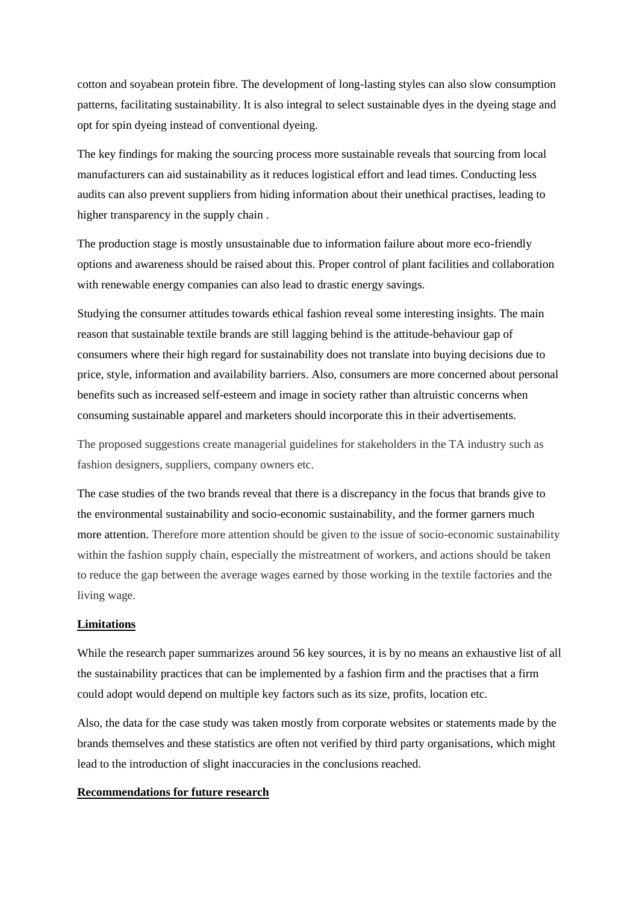cotton and soyabean protein fibre. The development of long-lasting styles can also slow consumption patterns, facilitating sustainability. It is also integral to select sustainable dyes in the dyeing stage and opt for spin dyeing instead of conventional dyeing.

The key findings for making the sourcing process more sustainable reveals that sourcing from local manufacturers can aid sustainability as it reduces logistical effort and lead times. Conducting less audits can also prevent suppliers from hiding information about their unethical practises, leading to higher transparency in the supply chain .

The production stage is mostly unsustainable due to information failure about more eco-friendly options and awareness should be raised about this. Proper control of plant facilities and collaboration with renewable energy companies can also lead to drastic energy savings.

Studying the consumer attitudes towards ethical fashion reveal some interesting insights. The main reason that sustainable textile brands are still lagging behind is the attitude-behaviour gap of consumers where their high regard for sustainability does not translate into buying decisions due to price, style, information and availability barriers. Also, consumers are more concerned about personal benefits such as increased self-esteem and image in society rather than altruistic concerns when consuming sustainable apparel and marketers should incorporate this in their advertisements.

The proposed suggestions create managerial guidelines for stakeholders in the TA industry such as fashion designers, suppliers, company owners etc.

The case studies of the two brands reveal that there is a discrepancy in the focus that brands give to the environmental sustainability and socio-economic sustainability, and the former garners much more attention. Therefore more attention should be given to the issue of socio-economic sustainability within the fashion supply chain, especially the mistreatment of workers, and actions should be taken to reduce the gap between the average wages earned by those working in the textile factories and the living wage.

**Limitations**

While the research paper summarizes around 56 key sources, it is by no means an exhaustive list of all the sustainability practices that can be implemented by a fashion firm and the practises that a firm could adopt would depend on multiple key factors such as its size, profits, location etc.

Also, the data for the case study was taken mostly from corporate websites or statements made by the brands themselves and these statistics are often not verified by third party organisations, which might lead to the introduction of slight inaccuracies in the conclusions reached.

**Recommendations for future research**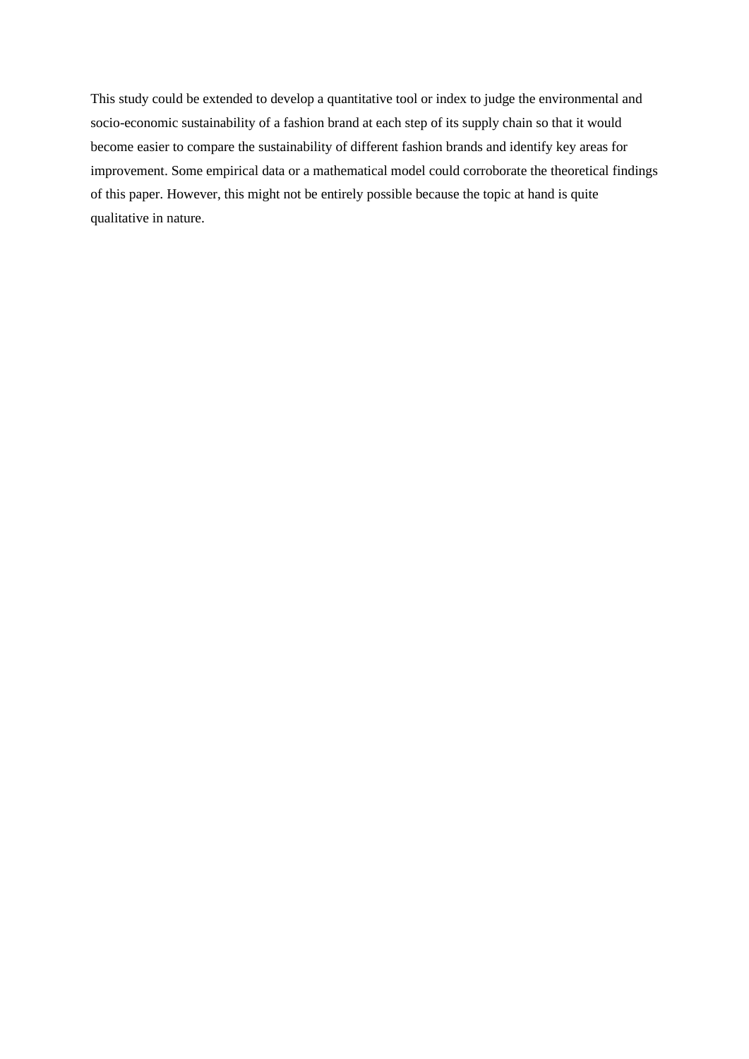This study could be extended to develop a quantitative tool or index to judge the environmental and socio-economic sustainability of a fashion brand at each step of its supply chain so that it would become easier to compare the sustainability of different fashion brands and identify key areas for improvement. Some empirical data or a mathematical model could corroborate the theoretical findings of this paper. However, this might not be entirely possible because the topic at hand is quite qualitative in nature.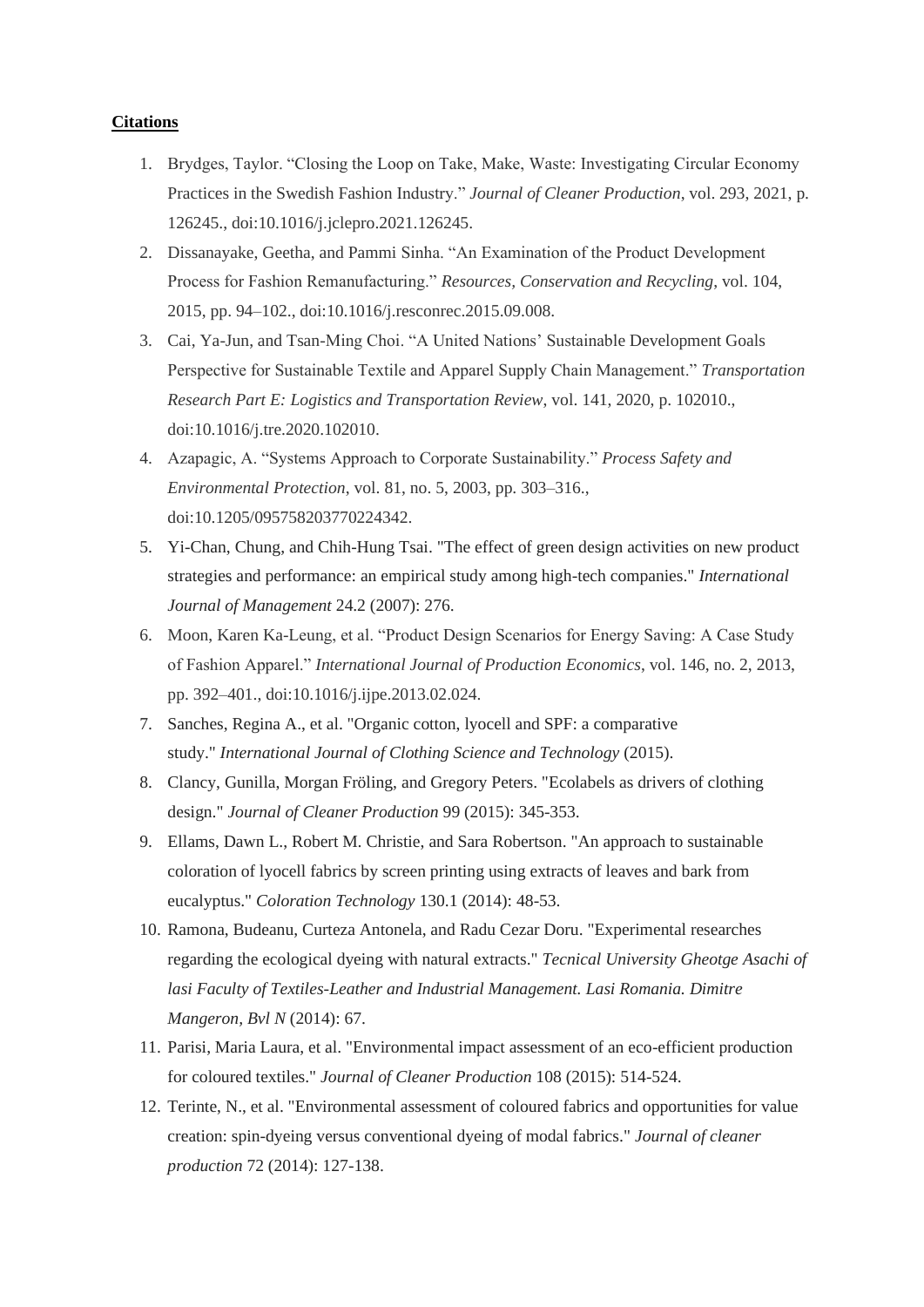**Citations**

1. Brydges, Taylor. “Closing the Loop on Take, Make, Waste: Investigating Circular Economy Practices in the Swedish Fashion Industry.” *Journal of Cleaner Production*, vol. 293, 2021, p. 126245., doi:10.1016/j.jclepro.2021.126245.
2. Dissanayake, Geetha, and Pammi Sinha. “An Examination of the Product Development Process for Fashion Remanufacturing.” *Resources, Conservation and Recycling*, vol. 104, 2015, pp. 94–102., doi:10.1016/j.resconrec.2015.09.008.
3. Cai, Ya-Jun, and Tsan-Ming Choi. “A United Nations’ Sustainable Development Goals Perspective for Sustainable Textile and Apparel Supply Chain Management.” *Transportation Research Part E: Logistics and Transportation Review*, vol. 141, 2020, p. 102010., doi:10.1016/j.tre.2020.102010.
4. Azapagic, A. “Systems Approach to Corporate Sustainability.” *Process Safety and Environmental Protection*, vol. 81, no. 5, 2003, pp. 303–316., doi:10.1205/095758203770224342.
5. Yi-Chan, Chung, and Chih-Hung Tsai. "The effect of green design activities on new product strategies and performance: an empirical study among high-tech companies." *International Journal of Management* 24.2 (2007): 276.
6. Moon, Karen Ka-Leung, et al. “Product Design Scenarios for Energy Saving: A Case Study of Fashion Apparel.” *International Journal of Production Economics*, vol. 146, no. 2, 2013, pp. 392–401., doi:10.1016/j.ijpe.2013.02.024.
7. Sanches, Regina A., et al. "Organic cotton, lyocell and SPF: a comparative study." *International Journal of Clothing Science and Technology* (2015).
8. Clancy, Gunilla, Morgan Fröling, and Gregory Peters. "Ecolabels as drivers of clothing design." *Journal of Cleaner Production* 99 (2015): 345-353.
9. Ellams, Dawn L., Robert M. Christie, and Sara Robertson. "An approach to sustainable coloration of lyocell fabrics by screen printing using extracts of leaves and bark from eucalyptus." *Coloration Technology* 130.1 (2014): 48-53.
10. Ramona, Budeanu, Curteza Antonela, and Radu Cezar Doru. "Experimental researches regarding the ecological dyeing with natural extracts." *Tecnical University Gheotge Asachi of lasi Faculty of Textiles-Leather and Industrial Management. Lasi Romania. Dimitre Mangeron, Bvl N* (2014): 67.
11. Parisi, Maria Laura, et al. "Environmental impact assessment of an eco-efficient production for coloured textiles." *Journal of Cleaner Production* 108 (2015): 514-524.
12. Terinte, N., et al. "Environmental assessment of coloured fabrics and opportunities for value creation: spin-dyeing versus conventional dyeing of modal fabrics." *Journal of cleaner production* 72 (2014): 127-138.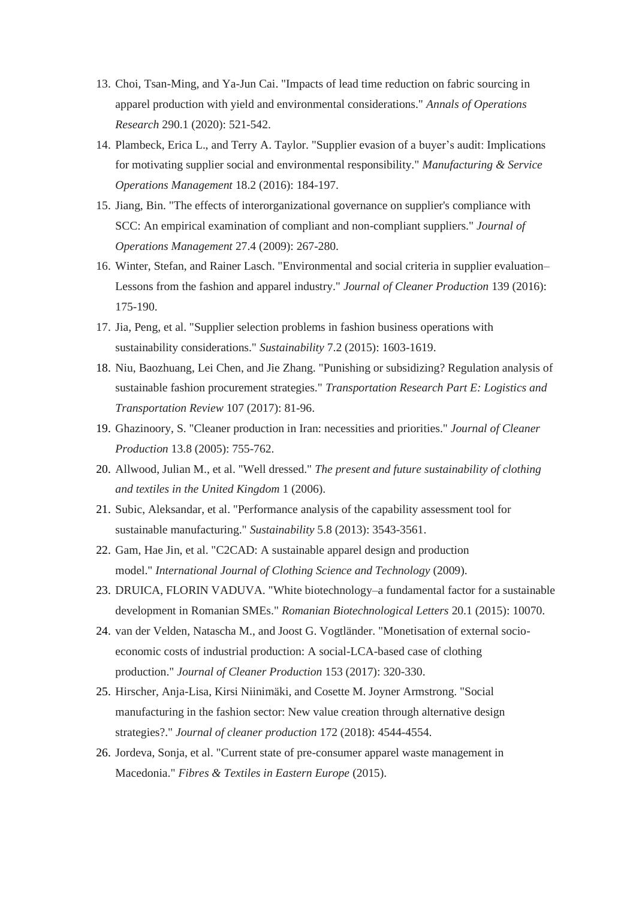13. Choi, Tsan-Ming, and Ya-Jun Cai. "Impacts of lead time reduction on fabric sourcing in apparel production with yield and environmental considerations." *Annals of Operations Research* 290.1 (2020): 521-542.
14. Plambeck, Erica L., and Terry A. Taylor. "Supplier evasion of a buyer's audit: Implications for motivating supplier social and environmental responsibility." *Manufacturing & Service Operations Management* 18.2 (2016): 184-197.
15. Jiang, Bin. "The effects of interorganizational governance on supplier's compliance with SCC: An empirical examination of compliant and non-compliant suppliers." *Journal of Operations Management* 27.4 (2009): 267-280.
16. Winter, Stefan, and Rainer Lasch. "Environmental and social criteria in supplier evaluation–Lessons from the fashion and apparel industry." *Journal of Cleaner Production* 139 (2016): 175-190.
17. Jia, Peng, et al. "Supplier selection problems in fashion business operations with sustainability considerations." *Sustainability* 7.2 (2015): 1603-1619.
18. Niu, Baozhuang, Lei Chen, and Jie Zhang. "Punishing or subsidizing? Regulation analysis of sustainable fashion procurement strategies." *Transportation Research Part E: Logistics and Transportation Review* 107 (2017): 81-96.
19. Ghazinoory, S. "Cleaner production in Iran: necessities and priorities." *Journal of Cleaner Production* 13.8 (2005): 755-762.
20. Allwood, Julian M., et al. "Well dressed." *The present and future sustainability of clothing and textiles in the United Kingdom* 1 (2006).
21. Subic, Aleksandar, et al. "Performance analysis of the capability assessment tool for sustainable manufacturing." *Sustainability* 5.8 (2013): 3543-3561.
22. Gam, Hae Jin, et al. "C2CAD: A sustainable apparel design and production model." *International Journal of Clothing Science and Technology* (2009).
23. DRUICA, FLORIN VADUVA. "White biotechnology–a fundamental factor for a sustainable development in Romanian SMEs." *Romanian Biotechnological Letters* 20.1 (2015): 10070.
24. van der Velden, Natascha M., and Joost G. Vogtländer. "Monetisation of external socio-economic costs of industrial production: A social-LCA-based case of clothing production." *Journal of Cleaner Production* 153 (2017): 320-330.
25. Hirscher, Anja-Lisa, Kirsi Niinimäki, and Cosette M. Joyner Armstrong. "Social manufacturing in the fashion sector: New value creation through alternative design strategies?." *Journal of cleaner production* 172 (2018): 4544-4554.
26. Jordeva, Sonja, et al. "Current state of pre-consumer apparel waste management in Macedonia." *Fibres & Textiles in Eastern Europe* (2015).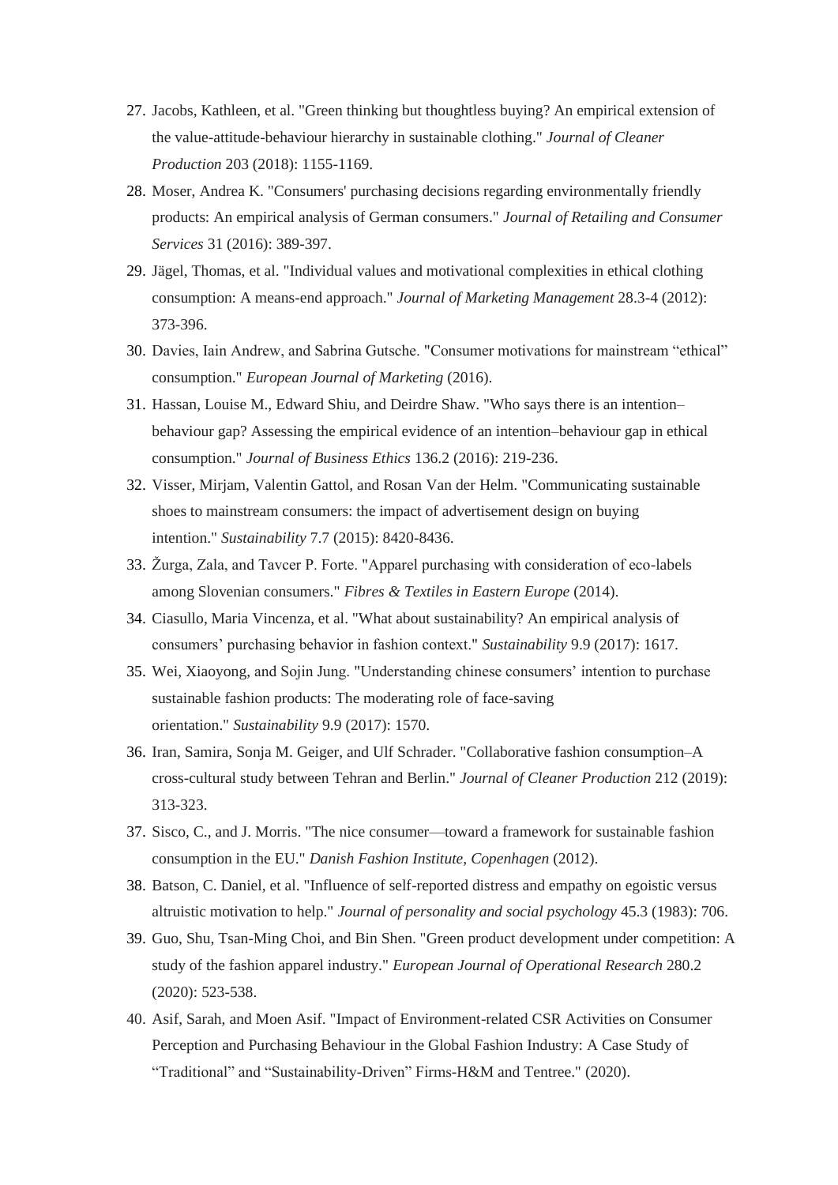27. Jacobs, Kathleen, et al. "Green thinking but thoughtless buying? An empirical extension of the value-attitude-behaviour hierarchy in sustainable clothing." *Journal of Cleaner Production* 203 (2018): 1155-1169.
28. Moser, Andrea K. "Consumers' purchasing decisions regarding environmentally friendly products: An empirical analysis of German consumers." *Journal of Retailing and Consumer Services* 31 (2016): 389-397.
29. Jägel, Thomas, et al. "Individual values and motivational complexities in ethical clothing consumption: A means-end approach." *Journal of Marketing Management* 28.3-4 (2012): 373-396.
30. Davies, Iain Andrew, and Sabrina Gutsche. "Consumer motivations for mainstream "ethical" consumption." *European Journal of Marketing* (2016).
31. Hassan, Louise M., Edward Shiu, and Deirdre Shaw. "Who says there is an intention–behaviour gap? Assessing the empirical evidence of an intention–behaviour gap in ethical consumption." *Journal of Business Ethics* 136.2 (2016): 219-236.
32. Visser, Mirjam, Valentin Gattol, and Rosan Van der Helm. "Communicating sustainable shoes to mainstream consumers: the impact of advertisement design on buying intention." *Sustainability* 7.7 (2015): 8420-8436.
33. Žurga, Zala, and Tavcer P. Forte. "Apparel purchasing with consideration of eco-labels among Slovenian consumers." *Fibres & Textiles in Eastern Europe* (2014).
34. Ciasullo, Maria Vincenza, et al. "What about sustainability? An empirical analysis of consumers' purchasing behavior in fashion context." *Sustainability* 9.9 (2017): 1617.
35. Wei, Xiaoyong, and Sojin Jung. "Understanding chinese consumers' intention to purchase sustainable fashion products: The moderating role of face-saving orientation." *Sustainability* 9.9 (2017): 1570.
36. Iran, Samira, Sonja M. Geiger, and Ulf Schrader. "Collaborative fashion consumption–A cross-cultural study between Tehran and Berlin." *Journal of Cleaner Production* 212 (2019): 313-323.
37. Sisco, C., and J. Morris. "The nice consumer—toward a framework for sustainable fashion consumption in the EU." *Danish Fashion Institute, Copenhagen* (2012).
38. Batson, C. Daniel, et al. "Influence of self-reported distress and empathy on egoistic versus altruistic motivation to help." *Journal of personality and social psychology* 45.3 (1983): 706.
39. Guo, Shu, Tsan-Ming Choi, and Bin Shen. "Green product development under competition: A study of the fashion apparel industry." *European Journal of Operational Research* 280.2 (2020): 523-538.
40. Asif, Sarah, and Moen Asif. "Impact of Environment-related CSR Activities on Consumer Perception and Purchasing Behaviour in the Global Fashion Industry: A Case Study of "Traditional" and "Sustainability-Driven" Firms-H&M and Tentree." (2020).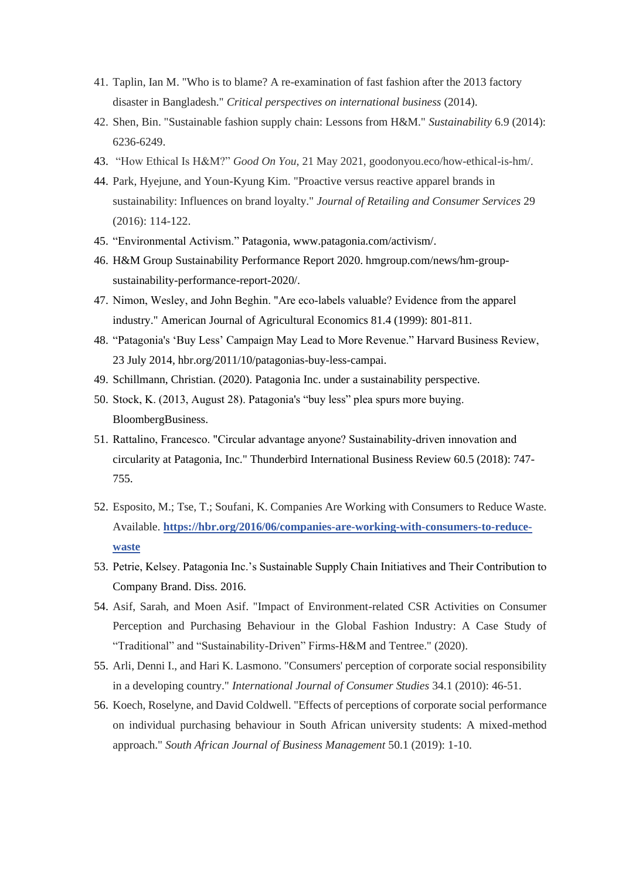41. Taplin, Ian M. "Who is to blame? A re-examination of fast fashion after the 2013 factory disaster in Bangladesh." *Critical perspectives on international business* (2014).
42. Shen, Bin. "Sustainable fashion supply chain: Lessons from H&M." *Sustainability* 6.9 (2014): 6236-6249.
43. "How Ethical Is H&M?" *Good On You*, 21 May 2021, goodonyou.eco/how-ethical-is-hm/.
44. Park, Hyejune, and Youn-Kyung Kim. "Proactive versus reactive apparel brands in sustainability: Influences on brand loyalty." *Journal of Retailing and Consumer Services* 29 (2016): 114-122.
45. "Environmental Activism." Patagonia, www.patagonia.com/activism/.
46. H&M Group Sustainability Performance Report 2020. hmgroup.com/news/hm-group-sustainability-performance-report-2020/.
47. Nimon, Wesley, and John Beghin. "Are eco-labels valuable? Evidence from the apparel industry." American Journal of Agricultural Economics 81.4 (1999): 801-811.
48. "Patagonia's 'Buy Less' Campaign May Lead to More Revenue." Harvard Business Review, 23 July 2014, hbr.org/2011/10/patagonias-buy-less-campai.
49. Schillmann, Christian. (2020). Patagonia Inc. under a sustainability perspective.
50. Stock, K. (2013, August 28). Patagonia's "buy less" plea spurs more buying. BloombergBusiness.
51. Rattalino, Francesco. "Circular advantage anyone? Sustainability-driven innovation and circularity at Patagonia, Inc." Thunderbird International Business Review 60.5 (2018): 747-755.
52. Esposito, M.; Tse, T.; Soufani, K. Companies Are Working with Consumers to Reduce Waste. Available. **https://hbr.org/2016/06/companies-are-working-with-consumers-to-reduce-waste**
53. Petrie, Kelsey. Patagonia Inc.'s Sustainable Supply Chain Initiatives and Their Contribution to Company Brand. Diss. 2016.
54. Asif, Sarah, and Moen Asif. "Impact of Environment-related CSR Activities on Consumer Perception and Purchasing Behaviour in the Global Fashion Industry: A Case Study of "Traditional" and "Sustainability-Driven" Firms-H&M and Tentree." (2020).
55. Arli, Denni I., and Hari K. Lasmono. "Consumers' perception of corporate social responsibility in a developing country." *International Journal of Consumer Studies* 34.1 (2010): 46-51.
56. Koech, Roselyne, and David Coldwell. "Effects of perceptions of corporate social performance on individual purchasing behaviour in South African university students: A mixed-method approach." *South African Journal of Business Management* 50.1 (2019): 1-10.